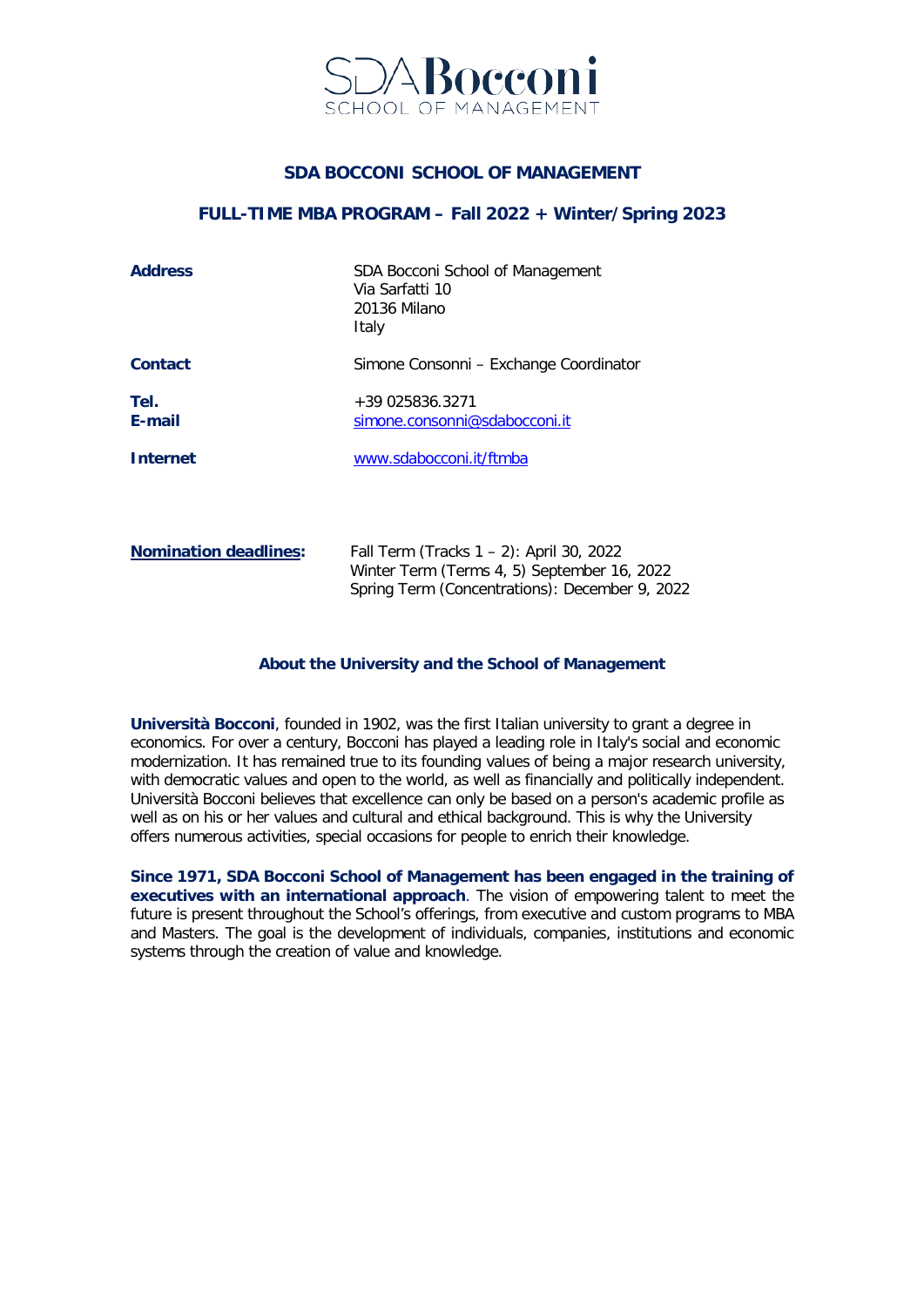SDA Bocconi
SCHOOL OF MANAGEMENT

# SDA BOCCONI SCHOOL OF MANAGEMENT

## FULL-TIME MBA PROGRAM – Fall 2022 + Winter/Spring 2023

| | |
|---|---|
| **Address** | SDA Bocconi School of Management<br>Via Sarfatti 10<br>20136 Milano<br>Italy |
| **Contact** | Simone Consonni – Exchange Coordinator |
| **Tel.** | +39 025836.3271 |
| **E-mail** | simone.consonni@sdabocconi.it |
| **Internet** | www.sdabocconi.it/ftmba |

**Nomination deadlines:**
Fall Term (Tracks 1 – 2): April 30, 2022
Winter Term (Terms 4, 5) September 16, 2022
Spring Term (Concentrations): December 9, 2022

### About the University and the School of Management

**Università Bocconi**, founded in 1902, was the first Italian university to grant a degree in economics. For over a century, Bocconi has played a leading role in Italy's social and economic modernization. It has remained true to its founding values of being a major research university, with democratic values and open to the world, as well as financially and politically independent. Università Bocconi believes that excellence can only be based on a person's academic profile as well as on his or her values and cultural and ethical background. This is why the University offers numerous activities, special occasions for people to enrich their knowledge.

**Since 1971, SDA Bocconi School of Management has been engaged in the training of executives with an international approach**. The vision of empowering talent to meet the future is present throughout the School's offerings, from executive and custom programs to MBA and Masters. The goal is the development of individuals, companies, institutions and economic systems through the creation of value and knowledge.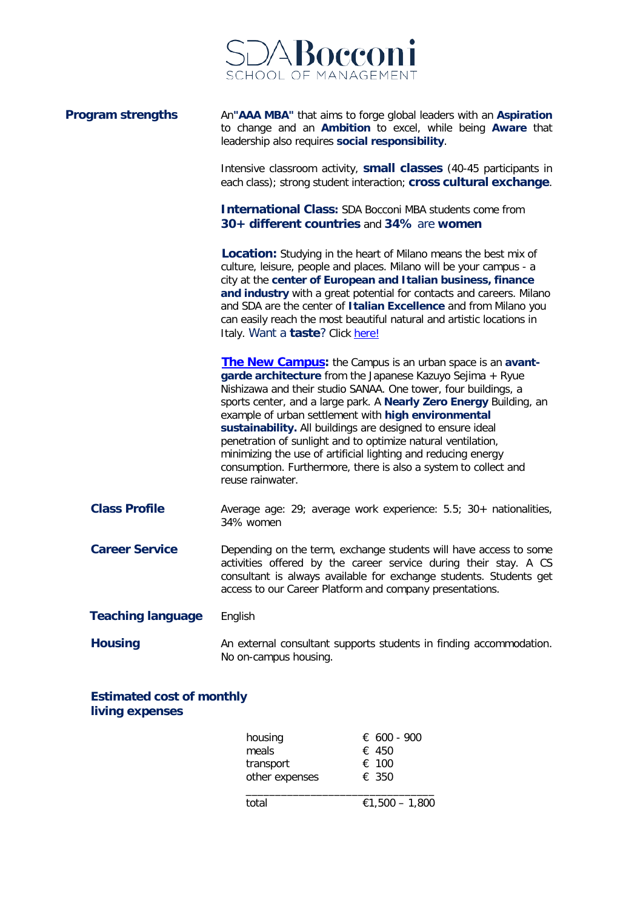# SDA Bocconi SCHOOL OF MANAGEMENT

**Program strengths**

An **"AAA MBA"** that aims to forge global leaders with an **Aspiration** to change and an **Ambition** to excel, while being **Aware** that leadership also requires **social responsibility**.

Intensive classroom activity, **small classes** (40-45 participants in each class); strong student interaction; **cross cultural exchange**.

**International Class:** SDA Bocconi MBA students come from **30+ different countries** and **34%** are **women**

**Location:** Studying in the heart of Milano means the best mix of culture, leisure, people and places. Milano will be your campus - a city at the **center of European and Italian business, finance and industry** with a great potential for contacts and careers. Milano and SDA are the center of **Italian Excellence** and from Milano you can easily reach the most beautiful natural and artistic locations in Italy. Want a **taste**? Click [here!]

**[The New Campus]:** the Campus is an urban space is an **avant-garde architecture** from the Japanese Kazuyo Sejima + Ryue Nishizawa and their studio SANAA. One tower, four buildings, a sports center, and a large park. A **Nearly Zero Energy** Building, an example of urban settlement with **high environmental sustainability.** All buildings are designed to ensure ideal penetration of sunlight and to optimize natural ventilation, minimizing the use of artificial lighting and reducing energy consumption. Furthermore, there is also a system to collect and reuse rainwater.

**Class Profile**

Average age: 29; average work experience: 5.5; 30+ nationalities, 34% women

**Career Service**

Depending on the term, exchange students will have access to some activities offered by the career service during their stay. A CS consultant is always available for exchange students. Students get access to our Career Platform and company presentations.

**Teaching language**

English

**Housing**

An external consultant supports students in finding accommodation. No on-campus housing.

**Estimated cost of monthly living expenses**

| | |
|---|---|
| housing | € 600 - 900 |
| meals | € 450 |
| transport | € 100 |
| other expenses | € 350 |
| total | €1,500 – 1,800 |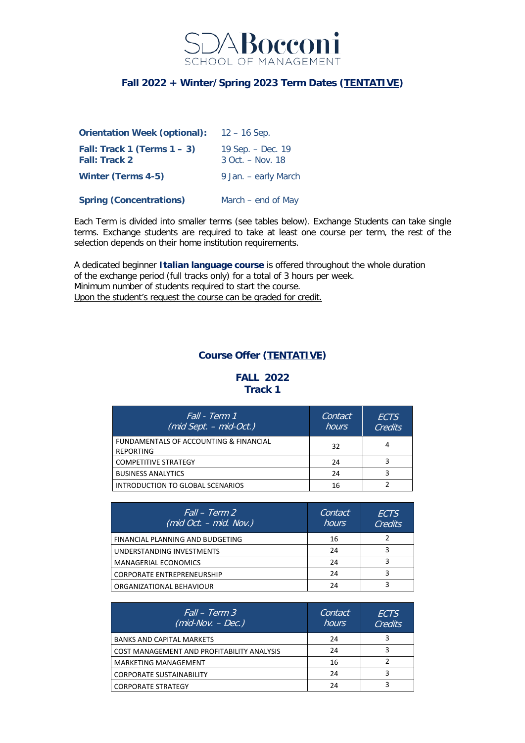SDA Bocconi
SCHOOL OF MANAGEMENT

## Fall 2022 + Winter/Spring 2023 Term Dates (<u>TENTATIVE</u>)

| | |
|---|---|
| **Orientation Week (optional):** | 12 – 16 Sep. |
| **Fall: Track 1 (Terms 1 – 3)** | 19 Sep. – Dec. 19 |
| **Fall: Track 2** | 3 Oct. – Nov. 18 |
| **Winter (Terms 4-5)** | 9 Jan. – early March |
| **Spring (Concentrations)** | March – end of May |

Each Term is divided into smaller terms (see tables below). Exchange Students can take single terms. Exchange students are required to take at least one course per term, the rest of the selection depends on their home institution requirements.

A dedicated beginner **Italian language course** is offered throughout the whole duration of the exchange period (full tracks only) for a total of 3 hours per week.
Minimum number of students required to start the course.
<u>Upon the student's request the course can be graded for credit.</u>

## Course Offer (<u>TENTATIVE</u>)

### FALL 2022
### Track 1

| *Fall - Term 1 (mid Sept. – mid-Oct.)* | *Contact hours* | *ECTS Credits* |
|---|---|---|
| FUNDAMENTALS OF ACCOUNTING & FINANCIAL REPORTING | 32 | 4 |
| COMPETITIVE STRATEGY | 24 | 3 |
| BUSINESS ANALYTICS | 24 | 3 |
| INTRODUCTION TO GLOBAL SCENARIOS | 16 | 2 |

| *Fall – Term 2 (mid Oct. – mid. Nov.)* | *Contact hours* | *ECTS Credits* |
|---|---|---|
| FINANCIAL PLANNING AND BUDGETING | 16 | 2 |
| UNDERSTANDING INVESTMENTS | 24 | 3 |
| MANAGERIAL ECONOMICS | 24 | 3 |
| CORPORATE ENTREPRENEURSHIP | 24 | 3 |
| ORGANIZATIONAL BEHAVIOUR | 24 | 3 |

| *Fall – Term 3 (mid-Nov. – Dec.)* | *Contact hours* | *ECTS Credits* |
|---|---|---|
| BANKS AND CAPITAL MARKETS | 24 | 3 |
| COST MANAGEMENT AND PROFITABILITY ANALYSIS | 24 | 3 |
| MARKETING MANAGEMENT | 16 | 2 |
| CORPORATE SUSTAINABILITY | 24 | 3 |
| CORPORATE STRATEGY | 24 | 3 |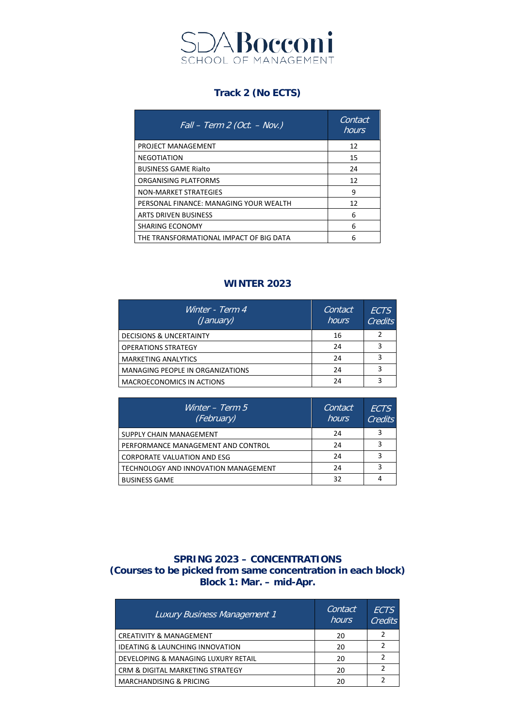SDA Bocconi
SCHOOL OF MANAGEMENT

## Track 2 (No ECTS)

| *Fall – Term 2 (Oct. – Nov.)* | *Contact hours* |
|---|---|
| PROJECT MANAGEMENT | 12 |
| NEGOTIATION | 15 |
| BUSINESS GAME Rialto | 24 |
| ORGANISING PLATFORMS | 12 |
| NON-MARKET STRATEGIES | 9 |
| PERSONAL FINANCE: MANAGING YOUR WEALTH | 12 |
| ARTS DRIVEN BUSINESS | 6 |
| SHARING ECONOMY | 6 |
| THE TRANSFORMATIONAL IMPACT OF BIG DATA | 6 |

## WINTER 2023

| *Winter - Term 4 (January)* | *Contact hours* | *ECTS Credits* |
|---|---|---|
| DECISIONS & UNCERTAINTY | 16 | 2 |
| OPERATIONS STRATEGY | 24 | 3 |
| MARKETING ANALYTICS | 24 | 3 |
| MANAGING PEOPLE IN ORGANIZATIONS | 24 | 3 |
| MACROECONOMICS IN ACTIONS | 24 | 3 |

| *Winter – Term 5 (February)* | *Contact hours* | *ECTS Credits* |
|---|---|---|
| SUPPLY CHAIN MANAGEMENT | 24 | 3 |
| PERFORMANCE MANAGEMENT AND CONTROL | 24 | 3 |
| CORPORATE VALUATION AND ESG | 24 | 3 |
| TECHNOLOGY AND INNOVATION MANAGEMENT | 24 | 3 |
| BUSINESS GAME | 32 | 4 |

## SPRING 2023 – CONCENTRATIONS
## (Courses to be picked from same concentration in each block)
## Block 1: Mar. – mid-Apr.

| *Luxury Business Management 1* | *Contact hours* | *ECTS Credits* |
|---|---|---|
| CREATIVITY & MANAGEMENT | 20 | 2 |
| IDEATING & LAUNCHING INNOVATION | 20 | 2 |
| DEVELOPING & MANAGING LUXURY RETAIL | 20 | 2 |
| CRM & DIGITAL MARKETING STRATEGY | 20 | 2 |
| MARCHANDISING & PRICING | 20 | 2 |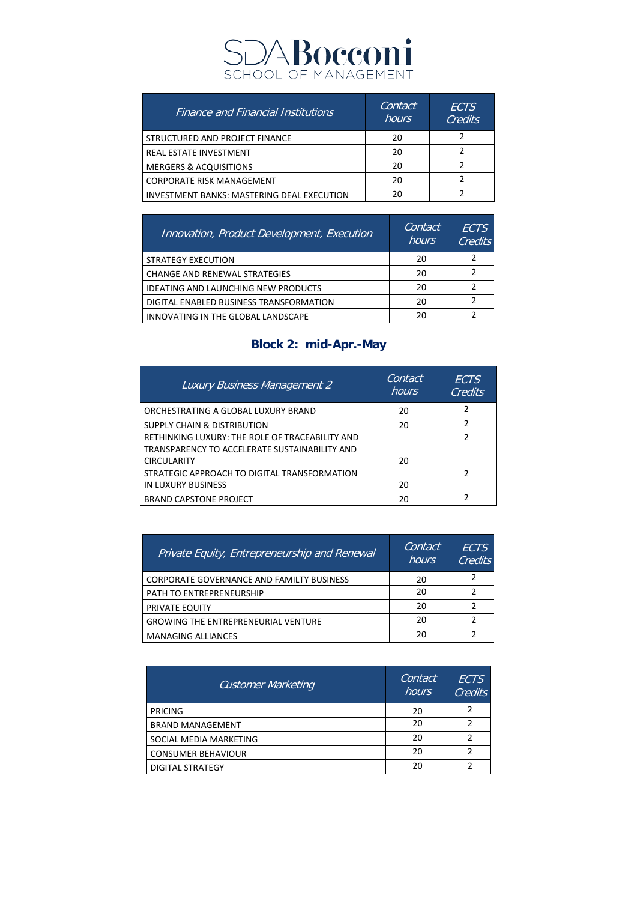# SDA Bocconi
SCHOOL OF MANAGEMENT

| *Finance and Financial Institutions* | *Contact hours* | *ECTS Credits* |
|---|---|---|
| STRUCTURED AND PROJECT FINANCE | 20 | 2 |
| REAL ESTATE INVESTMENT | 20 | 2 |
| MERGERS & ACQUISITIONS | 20 | 2 |
| CORPORATE RISK MANAGEMENT | 20 | 2 |
| INVESTMENT BANKS: MASTERING DEAL EXECUTION | 20 | 2 |

| *Innovation, Product Development, Execution* | *Contact hours* | *ECTS Credits* |
|---|---|---|
| STRATEGY EXECUTION | 20 | 2 |
| CHANGE AND RENEWAL STRATEGIES | 20 | 2 |
| IDEATING AND LAUNCHING NEW PRODUCTS | 20 | 2 |
| DIGITAL ENABLED BUSINESS TRANSFORMATION | 20 | 2 |
| INNOVATING IN THE GLOBAL LANDSCAPE | 20 | 2 |

## Block 2: mid-Apr.-May

| *Luxury Business Management 2* | *Contact hours* | *ECTS Credits* |
|---|---|---|
| ORCHESTRATING A GLOBAL LUXURY BRAND | 20 | 2 |
| SUPPLY CHAIN & DISTRIBUTION | 20 | 2 |
| RETHINKING LUXURY: THE ROLE OF TRACEABILITY AND TRANSPARENCY TO ACCELERATE SUSTAINABILITY AND CIRCULARITY | 20 | 2 |
| STRATEGIC APPROACH TO DIGITAL TRANSFORMATION IN LUXURY BUSINESS | 20 | 2 |
| BRAND CAPSTONE PROJECT | 20 | 2 |

| *Private Equity, Entrepreneurship and Renewal* | *Contact hours* | *ECTS Credits* |
|---|---|---|
| CORPORATE GOVERNANCE AND FAMILTY BUSINESS | 20 | 2 |
| PATH TO ENTREPRENEURSHIP | 20 | 2 |
| PRIVATE EQUITY | 20 | 2 |
| GROWING THE ENTREPRENEURIAL VENTURE | 20 | 2 |
| MANAGING ALLIANCES | 20 | 2 |

| *Customer Marketing* | *Contact hours* | *ECTS Credits* |
|---|---|---|
| PRICING | 20 | 2 |
| BRAND MANAGEMENT | 20 | 2 |
| SOCIAL MEDIA MARKETING | 20 | 2 |
| CONSUMER BEHAVIOUR | 20 | 2 |
| DIGITAL STRATEGY | 20 | 2 |